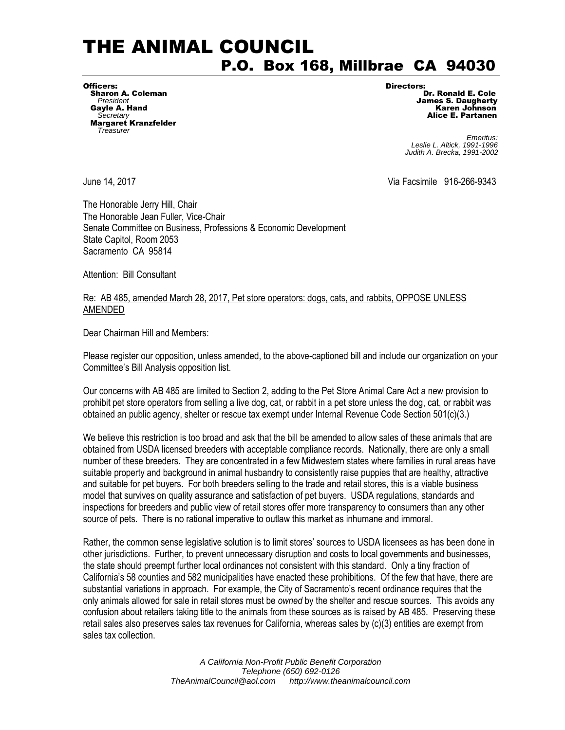# THE ANIMAL COUNCIL

## P.O. Box 168, Millbrae CA 94030

**Officers:**
**Sharon A. Coleman**
*President*
**Gayle A. Hand**
*Secretary*
**Margaret Kranzfelder**
*Treasurer*

**Directors:**
**Dr. Ronald E. Cole**
**James S. Daugherty**
**Karen Johnson**
**Alice E. Partanen**

*Emeritus:*
*Leslie L. Altick, 1991-1996*
*Judith A. Brecka, 1991-2002*

June 14, 2017

Via Facsimile 916-266-9343

The Honorable Jerry Hill, Chair
The Honorable Jean Fuller, Vice-Chair
Senate Committee on Business, Professions & Economic Development
State Capitol, Room 2053
Sacramento CA 95814

Attention: Bill Consultant

Re: AB 485, amended March 28, 2017, Pet store operators: dogs, cats, and rabbits, OPPOSE UNLESS AMENDED

Dear Chairman Hill and Members:

Please register our opposition, unless amended, to the above-captioned bill and include our organization on your Committee's Bill Analysis opposition list.

Our concerns with AB 485 are limited to Section 2, adding to the Pet Store Animal Care Act a new provision to prohibit pet store operators from selling a live dog, cat, or rabbit in a pet store unless the dog, cat, or rabbit was obtained an public agency, shelter or rescue tax exempt under Internal Revenue Code Section 501(c)(3.)

We believe this restriction is too broad and ask that the bill be amended to allow sales of these animals that are obtained from USDA licensed breeders with acceptable compliance records. Nationally, there are only a small number of these breeders. They are concentrated in a few Midwestern states where families in rural areas have suitable property and background in animal husbandry to consistently raise puppies that are healthy, attractive and suitable for pet buyers. For both breeders selling to the trade and retail stores, this is a viable business model that survives on quality assurance and satisfaction of pet buyers. USDA regulations, standards and inspections for breeders and public view of retail stores offer more transparency to consumers than any other source of pets. There is no rational imperative to outlaw this market as inhumane and immoral.

Rather, the common sense legislative solution is to limit stores' sources to USDA licensees as has been done in other jurisdictions. Further, to prevent unnecessary disruption and costs to local governments and businesses, the state should preempt further local ordinances not consistent with this standard. Only a tiny fraction of California's 58 counties and 582 municipalities have enacted these prohibitions. Of the few that have, there are substantial variations in approach. For example, the City of Sacramento's recent ordinance requires that the only animals allowed for sale in retail stores must be *owned* by the shelter and rescue sources. This avoids any confusion about retailers taking title to the animals from these sources as is raised by AB 485. Preserving these retail sales also preserves sales tax revenues for California, whereas sales by (c)(3) entities are exempt from sales tax collection.

*A California Non-Profit Public Benefit Corporation*
*Telephone (650) 692-0126*
*TheAnimalCouncil@aol.com http://www.theanimalcouncil.com*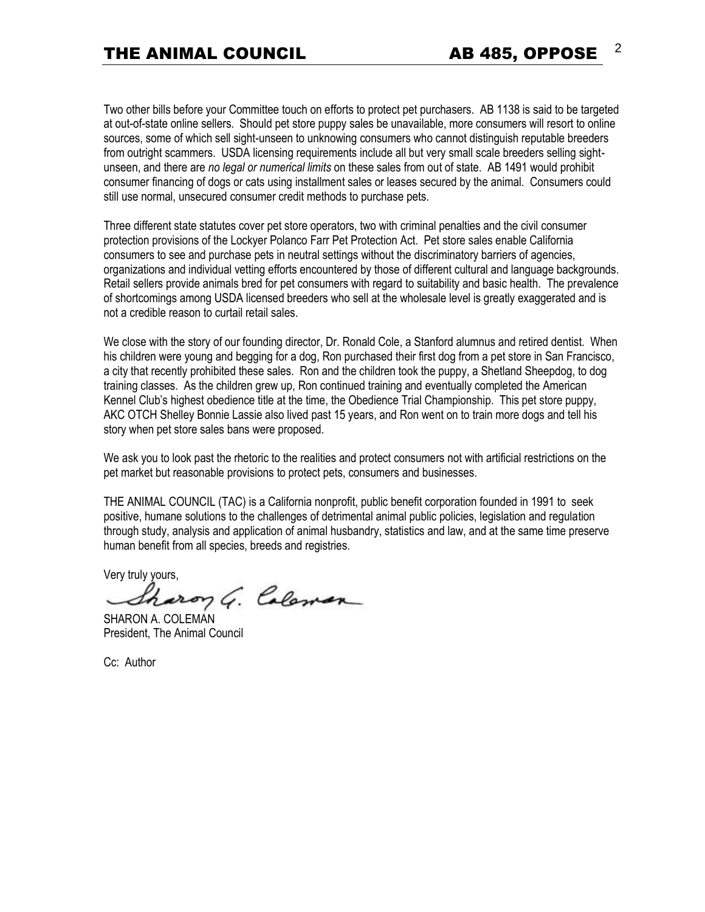Two other bills before your Committee touch on efforts to protect pet purchasers. AB 1138 is said to be targeted at out-of-state online sellers. Should pet store puppy sales be unavailable, more consumers will resort to online sources, some of which sell sight-unseen to unknowing consumers who cannot distinguish reputable breeders from outright scammers. USDA licensing requirements include all but very small scale breeders selling sight-unseen, and there are *no legal or numerical limits* on these sales from out of state. AB 1491 would prohibit consumer financing of dogs or cats using installment sales or leases secured by the animal. Consumers could still use normal, unsecured consumer credit methods to purchase pets.

Three different state statutes cover pet store operators, two with criminal penalties and the civil consumer protection provisions of the Lockyer Polanco Farr Pet Protection Act. Pet store sales enable California consumers to see and purchase pets in neutral settings without the discriminatory barriers of agencies, organizations and individual vetting efforts encountered by those of different cultural and language backgrounds. Retail sellers provide animals bred for pet consumers with regard to suitability and basic health. The prevalence of shortcomings among USDA licensed breeders who sell at the wholesale level is greatly exaggerated and is not a credible reason to curtail retail sales.

We close with the story of our founding director, Dr. Ronald Cole, a Stanford alumnus and retired dentist. When his children were young and begging for a dog, Ron purchased their first dog from a pet store in San Francisco, a city that recently prohibited these sales. Ron and the children took the puppy, a Shetland Sheepdog, to dog training classes. As the children grew up, Ron continued training and eventually completed the American Kennel Club's highest obedience title at the time, the Obedience Trial Championship. This pet store puppy, AKC OTCH Shelley Bonnie Lassie also lived past 15 years, and Ron went on to train more dogs and tell his story when pet store sales bans were proposed.

We ask you to look past the rhetoric to the realities and protect consumers not with artificial restrictions on the pet market but reasonable provisions to protect pets, consumers and businesses.

THE ANIMAL COUNCIL (TAC) is a California nonprofit, public benefit corporation founded in 1991 to seek positive, humane solutions to the challenges of detrimental animal public policies, legislation and regulation through study, analysis and application of animal husbandry, statistics and law, and at the same time preserve human benefit from all species, breeds and registries.

Very truly yours,

Sharon G. Coleman

SHARON A. COLEMAN
President, The Animal Council

Cc: Author